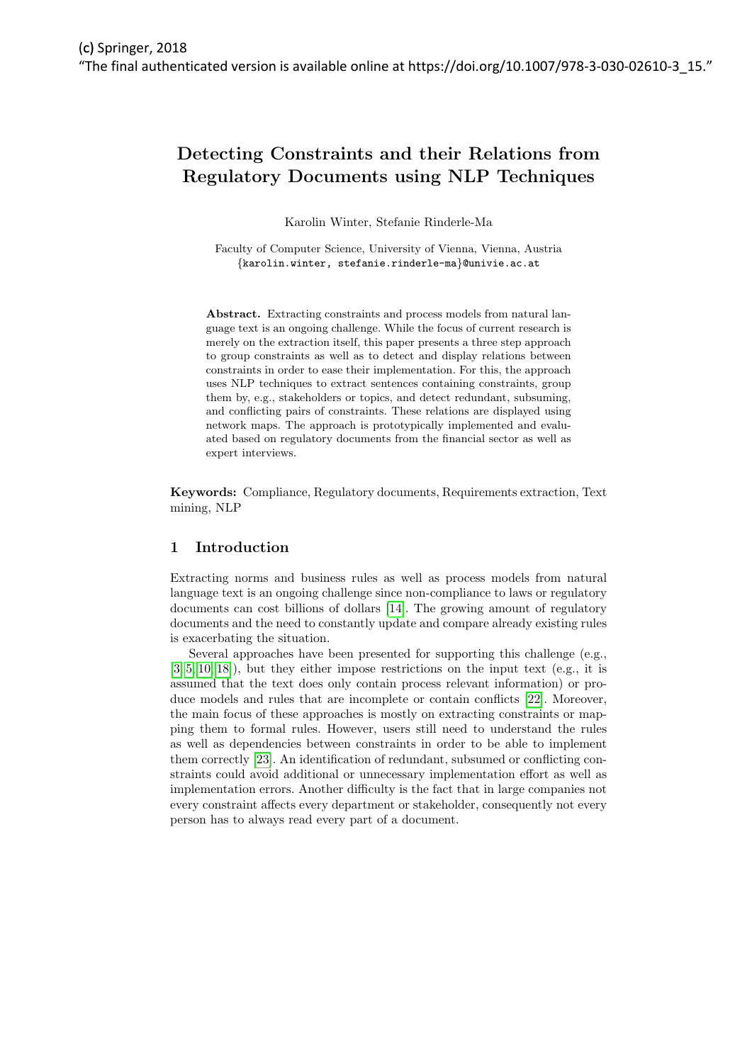(c) Springer, 2018
"The final authenticated version is available online at https://doi.org/10.1007/978-3-030-02610-3_15."

# Detecting Constraints and their Relations from Regulatory Documents using NLP Techniques

Karolin Winter, Stefanie Rinderle-Ma

Faculty of Computer Science, University of Vienna, Vienna, Austria
{karolin.winter, stefanie.rinderle-ma}@univie.ac.at

**Abstract.** Extracting constraints and process models from natural language text is an ongoing challenge. While the focus of current research is merely on the extraction itself, this paper presents a three step approach to group constraints as well as to detect and display relations between constraints in order to ease their implementation. For this, the approach uses NLP techniques to extract sentences containing constraints, group them by, e.g., stakeholders or topics, and detect redundant, subsuming, and conflicting pairs of constraints. These relations are displayed using network maps. The approach is prototypically implemented and evaluated based on regulatory documents from the financial sector as well as expert interviews.

**Keywords:** Compliance, Regulatory documents, Requirements extraction, Text mining, NLP

## 1 Introduction

Extracting norms and business rules as well as process models from natural language text is an ongoing challenge since non-compliance to laws or regulatory documents can cost billions of dollars [14]. The growing amount of regulatory documents and the need to constantly update and compare already existing rules is exacerbating the situation.

Several approaches have been presented for supporting this challenge (e.g., [3,5,10,18]), but they either impose restrictions on the input text (e.g., it is assumed that the text does only contain process relevant information) or produce models and rules that are incomplete or contain conflicts [22]. Moreover, the main focus of these approaches is mostly on extracting constraints or mapping them to formal rules. However, users still need to understand the rules as well as dependencies between constraints in order to be able to implement them correctly [23]. An identification of redundant, subsumed or conflicting constraints could avoid additional or unnecessary implementation effort as well as implementation errors. Another difficulty is the fact that in large companies not every constraint affects every department or stakeholder, consequently not every person has to always read every part of a document.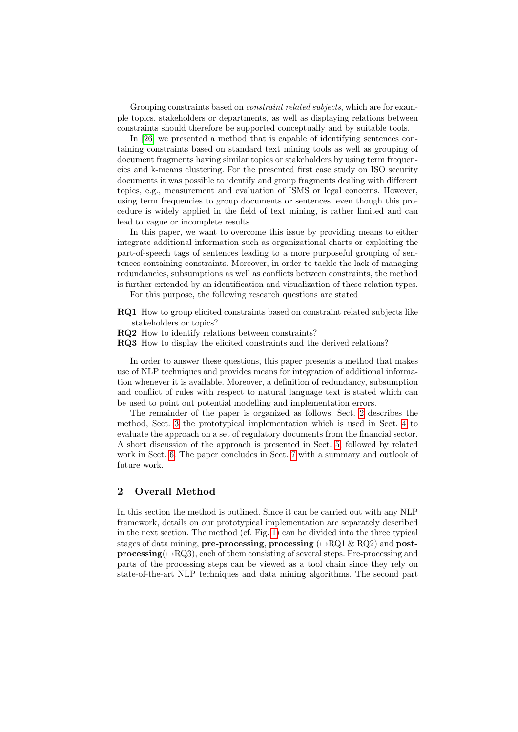Grouping constraints based on *constraint related subjects*, which are for example topics, stakeholders or departments, as well as displaying relations between constraints should therefore be supported conceptually and by suitable tools.

In [26] we presented a method that is capable of identifying sentences containing constraints based on standard text mining tools as well as grouping of document fragments having similar topics or stakeholders by using term frequencies and k-means clustering. For the presented first case study on ISO security documents it was possible to identify and group fragments dealing with different topics, e.g., measurement and evaluation of ISMS or legal concerns. However, using term frequencies to group documents or sentences, even though this procedure is widely applied in the field of text mining, is rather limited and can lead to vague or incomplete results.

In this paper, we want to overcome this issue by providing means to either integrate additional information such as organizational charts or exploiting the part-of-speech tags of sentences leading to a more purposeful grouping of sentences containing constraints. Moreover, in order to tackle the lack of managing redundancies, subsumptions as well as conflicts between constraints, the method is further extended by an identification and visualization of these relation types.

For this purpose, the following research questions are stated

**RQ1** How to group elicited constraints based on constraint related subjects like stakeholders or topics?
**RQ2** How to identify relations between constraints?
**RQ3** How to display the elicited constraints and the derived relations?

In order to answer these questions, this paper presents a method that makes use of NLP techniques and provides means for integration of additional information whenever it is available. Moreover, a definition of redundancy, subsumption and conflict of rules with respect to natural language text is stated which can be used to point out potential modelling and implementation errors.

The remainder of the paper is organized as follows. Sect. 2 describes the method, Sect. 3 the prototypical implementation which is used in Sect. 4 to evaluate the approach on a set of regulatory documents from the financial sector. A short discussion of the approach is presented in Sect. 5, followed by related work in Sect. 6. The paper concludes in Sect. 7 with a summary and outlook of future work.

## 2 Overall Method

In this section the method is outlined. Since it can be carried out with any NLP framework, details on our prototypical implementation are separately described in the next section. The method (cf. Fig. 1) can be divided into the three typical stages of data mining, **pre-processing**, **processing** ($\mapsto$RQ1 & RQ2) and **post-processing**($\mapsto$RQ3), each of them consisting of several steps. Pre-processing and parts of the processing steps can be viewed as a tool chain since they rely on state-of-the-art NLP techniques and data mining algorithms. The second part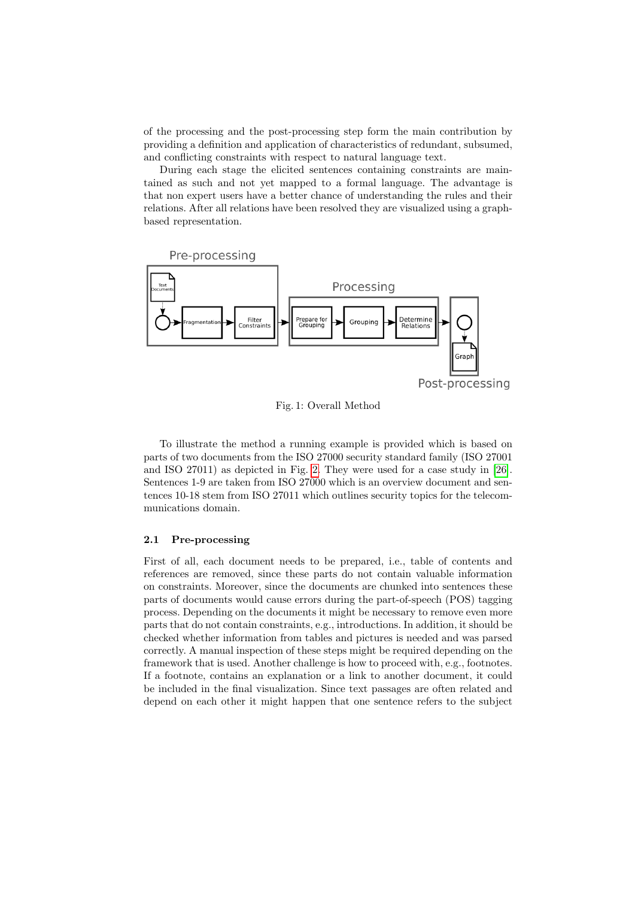of the processing and the post-processing step form the main contribution by providing a definition and application of characteristics of redundant, subsumed, and conflicting constraints with respect to natural language text.

During each stage the elicited sentences containing constraints are maintained as such and not yet mapped to a formal language. The advantage is that non expert users have a better chance of understanding the rules and their relations. After all relations have been resolved they are visualized using a graph-based representation.

Fig. 1: Overall Method

To illustrate the method a running example is provided which is based on parts of two documents from the ISO 27000 security standard family (ISO 27001 and ISO 27011) as depicted in Fig. 2. They were used for a case study in [26]. Sentences 1-9 are taken from ISO 27000 which is an overview document and sentences 10-18 stem from ISO 27011 which outlines security topics for the telecommunications domain.

### 2.1 Pre-processing

First of all, each document needs to be prepared, i.e., table of contents and references are removed, since these parts do not contain valuable information on constraints. Moreover, since the documents are chunked into sentences these parts of documents would cause errors during the part-of-speech (POS) tagging process. Depending on the documents it might be necessary to remove even more parts that do not contain constraints, e.g., introductions. In addition, it should be checked whether information from tables and pictures is needed and was parsed correctly. A manual inspection of these steps might be required depending on the framework that is used. Another challenge is how to proceed with, e.g., footnotes. If a footnote, contains an explanation or a link to another document, it could be included in the final visualization. Since text passages are often related and depend on each other it might happen that one sentence refers to the subject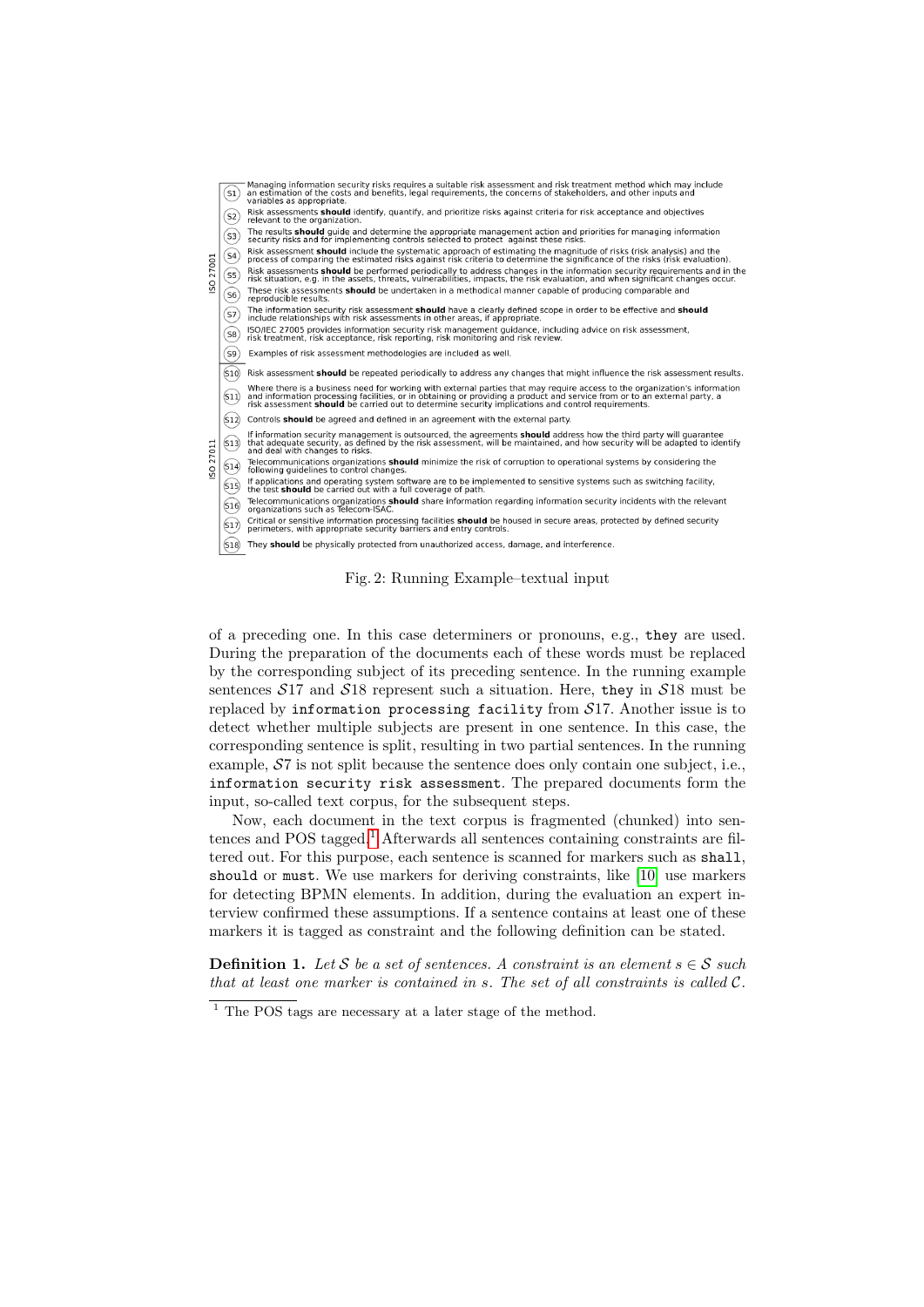| | | |
|---|---|---|
| ISO 27001 | S1 | Managing information security risks requires a suitable risk assessment and risk treatment method which may include an estimation of the costs and benefits, legal requirements, the concerns of stakeholders, and other inputs and variables as appropriate. |
| | S2 | Risk assessments **should** identify, quantify, and prioritize risks against criteria for risk acceptance and objectives relevant to the organization. |
| | S3 | The results **should** guide and determine the appropriate management action and priorities for managing information security risks and for implementing controls selected to protect against these risks. |
| | S4 | Risk assessment **should** include the systematic approach of estimating the magnitude of risks (risk analysis) and the process of comparing the estimated risks against risk criteria to determine the significance of the risks (risk evaluation). |
| | S5 | Risk assessments **should** be performed periodically to address changes in the information security requirements and in the risk situation, e.g. in the assets, threats, vulnerabilities, impacts, the risk evaluation, and when significant changes occur. |
| | S6 | These risk assessments **should** be undertaken in a methodical manner capable of producing comparable and reproducible results. |
| | S7 | The information security risk assessment **should** have a clearly defined scope in order to be effective and **should** include relationships with risk assessments in other areas, if appropriate. |
| | S8 | ISO/IEC 27005 provides information security risk management guidance, including advice on risk assessment, risk treatment, risk acceptance, risk reporting, risk monitoring and risk review. |
| | S9 | Examples of risk assessment methodologies are included as well. |
| ISO 27011 | S10 | Risk assessment **should** be repeated periodically to address any changes that might influence the risk assessment results. |
| | S11 | Where there is a business need for working with external parties that may require access to the organization's information and information processing facilities, or in obtaining or providing a product and service from or to an external party, a risk assessment **should** be carried out to determine security implications and control requirements. |
| | S12 | Controls **should** be agreed and defined in an agreement with the external party. |
| | S13 | If information security management is outsourced, the agreements **should** address how the third party will guarantee that adequate security, as defined by the risk assessment, will be maintained, and how security will be adapted to identify and deal with changes to risks. |
| | S14 | Telecommunications organizations **should** minimize the risk of corruption to operational systems by considering the following guidelines to control changes. |
| | S15 | If applications and operating system software are to be implemented to sensitive systems such as switching facility, the test **should** be carried out with a full coverage of path. |
| | S16 | Telecommunications organizations **should** share information regarding information security incidents with the relevant organizations such as Telecom-ISAC. |
| | S17 | Critical or sensitive information processing facilities **should** be housed in secure areas, protected by defined security perimeters, with appropriate security barriers and entry controls. |
| | S18 | They **should** be physically protected from unauthorized access, damage, and interference. |

Fig. 2: Running Example–textual input

of a preceding one. In this case determiners or pronouns, e.g., `they` are used. During the preparation of the documents each of these words must be replaced by the corresponding subject of its preceding sentence. In the running example sentences $\mathcal{S}17$ and $\mathcal{S}18$ represent such a situation. Here, `they` in $\mathcal{S}18$ must be replaced by `information processing facility` from $\mathcal{S}17$. Another issue is to detect whether multiple subjects are present in one sentence. In this case, the corresponding sentence is split, resulting in two partial sentences. In the running example, $\mathcal{S}7$ is not split because the sentence does only contain one subject, i.e., `information security risk assessment`. The prepared documents form the input, so-called text corpus, for the subsequent steps.

Now, each document in the text corpus is fragmented (chunked) into sentences and POS tagged.[1] Afterwards all sentences containing constraints are filtered out. For this purpose, each sentence is scanned for markers such as `shall`, `should` or `must`. We use markers for deriving constraints, like [10] use markers for detecting BPMN elements. In addition, during the evaluation an expert interview confirmed these assumptions. If a sentence contains at least one of these markers it is tagged as constraint and the following definition can be stated.

**Definition 1.** *Let $\mathcal{S}$ be a set of sentences. A constraint is an element $s \in \mathcal{S}$ such that at least one marker is contained in $s$. The set of all constraints is called $\mathcal{C}$.*

[1] The POS tags are necessary at a later stage of the method.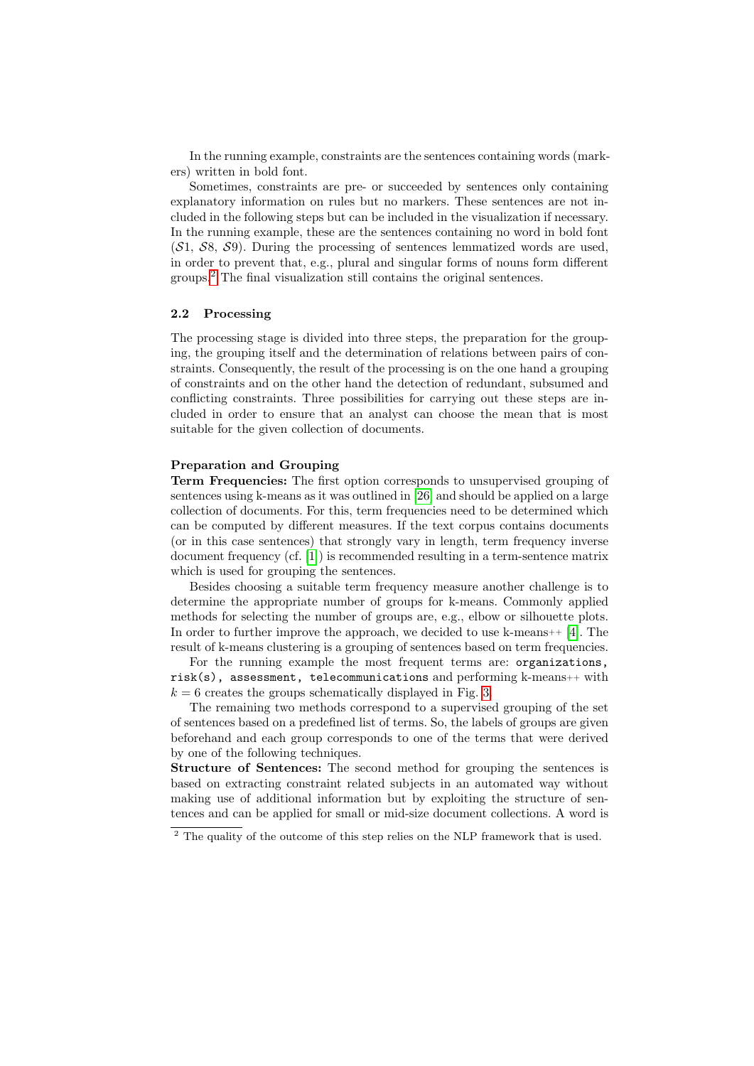In the running example, constraints are the sentences containing words (markers) written in bold font.

Sometimes, constraints are pre- or succeeded by sentences only containing explanatory information on rules but no markers. These sentences are not included in the following steps but can be included in the visualization if necessary. In the running example, these are the sentences containing no word in bold font ($\mathcal{S}1$, $\mathcal{S}8$, $\mathcal{S}9$). During the processing of sentences lemmatized words are used, in order to prevent that, e.g., plural and singular forms of nouns form different groups.[2] The final visualization still contains the original sentences.

### 2.2 Processing

The processing stage is divided into three steps, the preparation for the grouping, the grouping itself and the determination of relations between pairs of constraints. Consequently, the result of the processing is on the one hand a grouping of constraints and on the other hand the detection of redundant, subsumed and conflicting constraints. Three possibilities for carrying out these steps are included in order to ensure that an analyst can choose the mean that is most suitable for the given collection of documents.

**Preparation and Grouping**

**Term Frequencies:** The first option corresponds to unsupervised grouping of sentences using k-means as it was outlined in [26] and should be applied on a large collection of documents. For this, term frequencies need to be determined which can be computed by different measures. If the text corpus contains documents (or in this case sentences) that strongly vary in length, term frequency inverse document frequency (cf. [1]) is recommended resulting in a term-sentence matrix which is used for grouping the sentences.

Besides choosing a suitable term frequency measure another challenge is to determine the appropriate number of groups for k-means. Commonly applied methods for selecting the number of groups are, e.g., elbow or silhouette plots. In order to further improve the approach, we decided to use k-means++ [4]. The result of k-means clustering is a grouping of sentences based on term frequencies.

For the running example the most frequent terms are: `organizations, risk(s), assessment, telecommunications` and performing k-means++ with $k = 6$ creates the groups schematically displayed in Fig. 3.

The remaining two methods correspond to a supervised grouping of the set of sentences based on a predefined list of terms. So, the labels of groups are given beforehand and each group corresponds to one of the terms that were derived by one of the following techniques.

**Structure of Sentences:** The second method for grouping the sentences is based on extracting constraint related subjects in an automated way without making use of additional information but by exploiting the structure of sentences and can be applied for small or mid-size document collections. A word is

[2] The quality of the outcome of this step relies on the NLP framework that is used.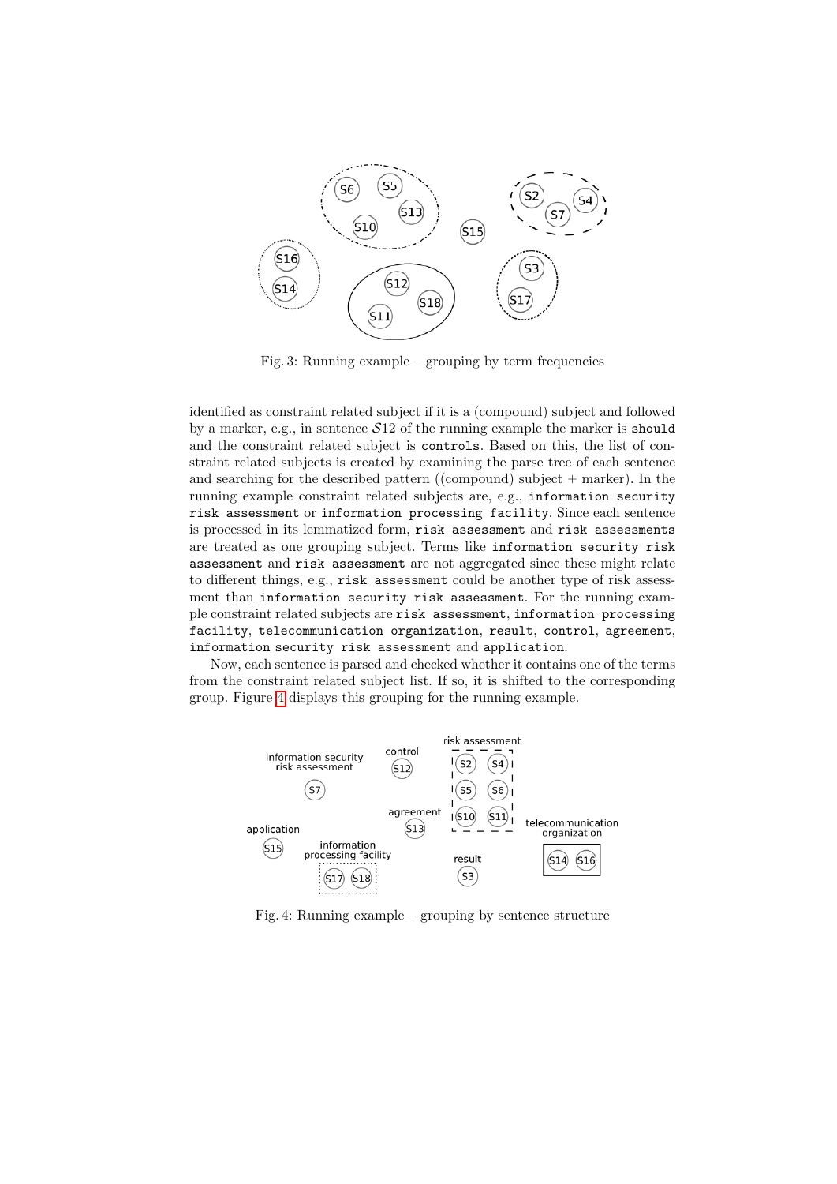Fig. 3: Running example – grouping by term frequencies

identified as constraint related subject if it is a (compound) subject and followed by a marker, e.g., in sentence $\mathcal{S}12$ of the running example the marker is `should` and the constraint related subject is `controls`. Based on this, the list of constraint related subjects is created by examining the parse tree of each sentence and searching for the described pattern ((compound) subject + marker). In the running example constraint related subjects are, e.g., `information security risk assessment` or `information processing facility`. Since each sentence is processed in its lemmatized form, `risk assessment` and `risk assessments` are treated as one grouping subject. Terms like `information security risk assessment` and `risk assessment` are not aggregated since these might relate to different things, e.g., `risk assessment` could be another type of risk assessment than `information security risk assessment`. For the running example constraint related subjects are `risk assessment`, `information processing facility`, `telecommunication organization`, `result`, `control`, `agreement`, `information security risk assessment` and `application`.

Now, each sentence is parsed and checked whether it contains one of the terms from the constraint related subject list. If so, it is shifted to the corresponding group. Figure 4 displays this grouping for the running example.

Fig. 4: Running example – grouping by sentence structure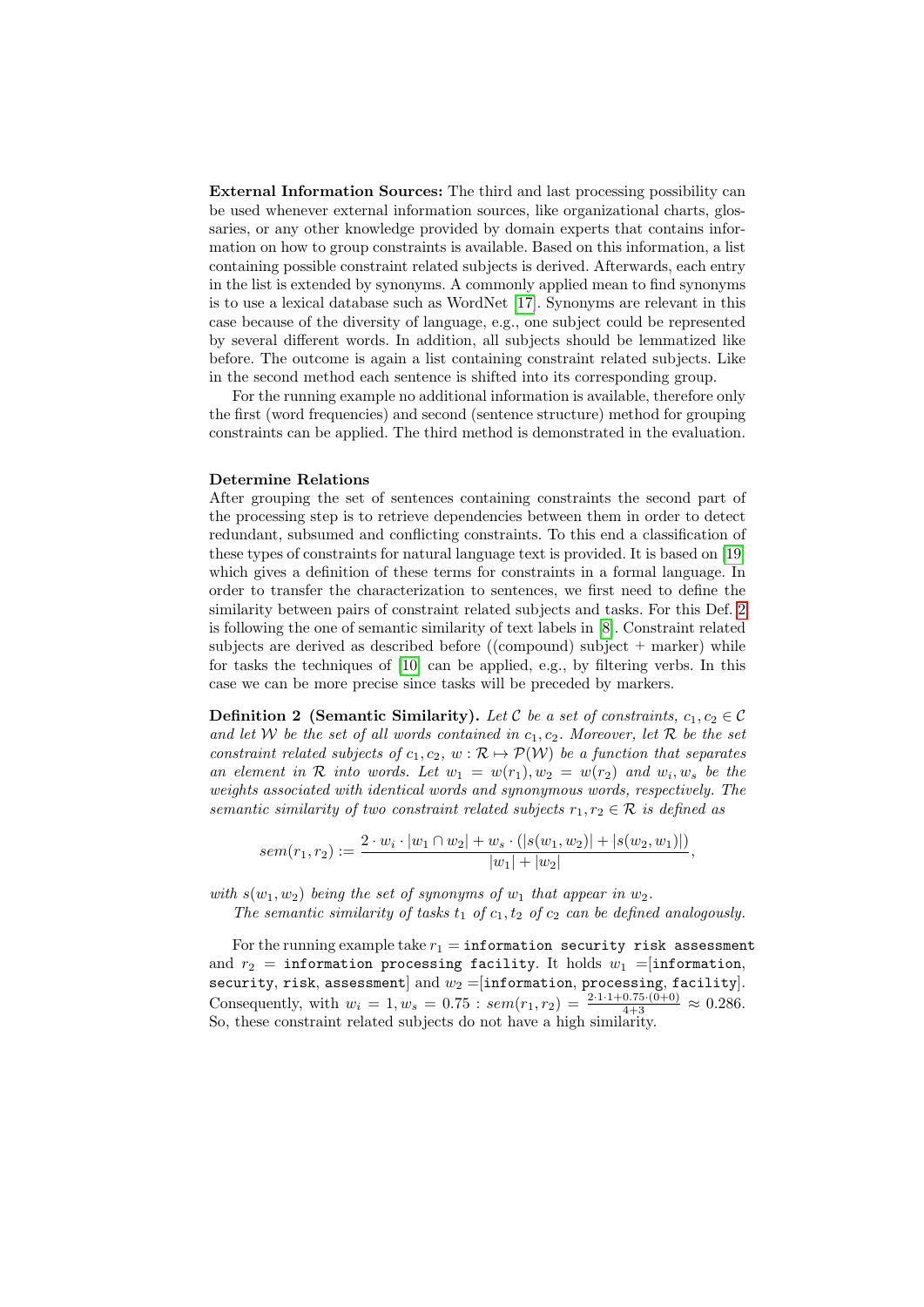**External Information Sources:** The third and last processing possibility can be used whenever external information sources, like organizational charts, glossaries, or any other knowledge provided by domain experts that contains information on how to group constraints is available. Based on this information, a list containing possible constraint related subjects is derived. Afterwards, each entry in the list is extended by synonyms. A commonly applied mean to find synonyms is to use a lexical database such as WordNet [17]. Synonyms are relevant in this case because of the diversity of language, e.g., one subject could be represented by several different words. In addition, all subjects should be lemmatized like before. The outcome is again a list containing constraint related subjects. Like in the second method each sentence is shifted into its corresponding group.

For the running example no additional information is available, therefore only the first (word frequencies) and second (sentence structure) method for grouping constraints can be applied. The third method is demonstrated in the evaluation.

**Determine Relations**

After grouping the set of sentences containing constraints the second part of the processing step is to retrieve dependencies between them in order to detect redundant, subsumed and conflicting constraints. To this end a classification of these types of constraints for natural language text is provided. It is based on [19] which gives a definition of these terms for constraints in a formal language. In order to transfer the characterization to sentences, we first need to define the similarity between pairs of constraint related subjects and tasks. For this Def. 2 is following the one of semantic similarity of text labels in [8]. Constraint related subjects are derived as described before ((compound) subject + marker) while for tasks the techniques of [10] can be applied, e.g., by filtering verbs. In this case we can be more precise since tasks will be preceded by markers.

**Definition 2 (Semantic Similarity).** *Let $\mathcal{C}$ be a set of constraints, $c_1, c_2 \in \mathcal{C}$ and let $\mathcal{W}$ be the set of all words contained in $c_1, c_2$. Moreover, let $\mathcal{R}$ be the set constraint related subjects of $c_1, c_2$, $w : \mathcal{R} \mapsto \mathcal{P}(\mathcal{W})$ be a function that separates an element in $\mathcal{R}$ into words. Let $w_1 = w(r_1), w_2 = w(r_2)$ and $w_i, w_s$ be the weights associated with identical words and synonymous words, respectively. The semantic similarity of two constraint related subjects $r_1, r_2 \in \mathcal{R}$ is defined as*

$$sem(r_1, r_2) := \frac{2 \cdot w_i \cdot |w_1 \cap w_2| + w_s \cdot (|s(w_1, w_2)| + |s(w_2, w_1)|)}{|w_1| + |w_2|},$$

*with $s(w_1, w_2)$ being the set of synonyms of $w_1$ that appear in $w_2$.*

*The semantic similarity of tasks $t_1$ of $c_1, t_2$ of $c_2$ can be defined analogously.*

For the running example take $r_1 =$ `information security risk assessment` and $r_2 =$ `information processing facility`. It holds $w_1 =$[`information`, `security`, `risk`, `assessment`] and $w_2 =$[`information`, `processing`, `facility`]. Consequently, with $w_i = 1, w_s = 0.75$ : $sem(r_1, r_2) = \frac{2 \cdot 1 \cdot 1 + 0.75 \cdot (0+0)}{4+3} \approx 0.286$. So, these constraint related subjects do not have a high similarity.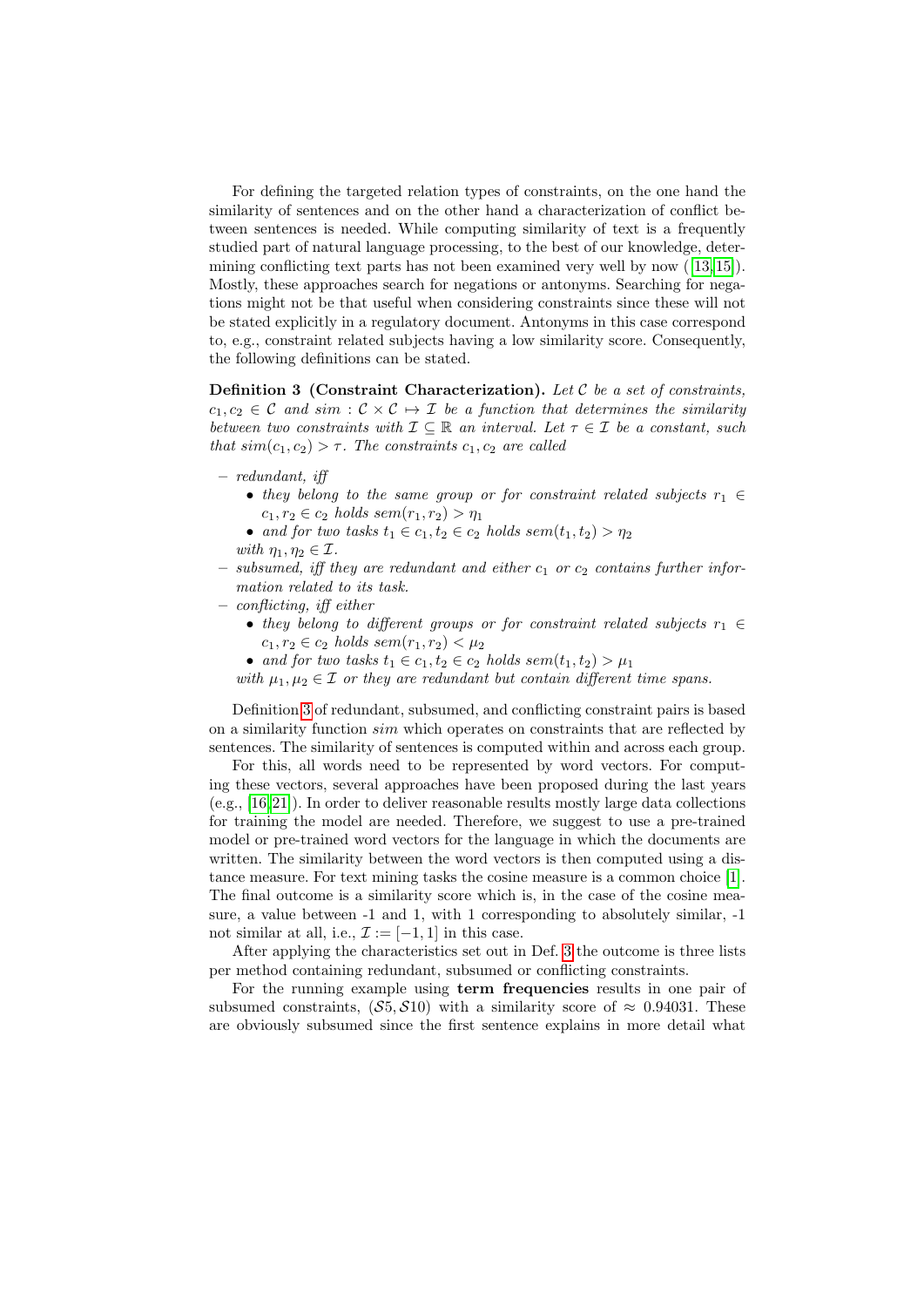For defining the targeted relation types of constraints, on the one hand the similarity of sentences and on the other hand a characterization of conflict between sentences is needed. While computing similarity of text is a frequently studied part of natural language processing, to the best of our knowledge, determining conflicting text parts has not been examined very well by now ([13,15]). Mostly, these approaches search for negations or antonyms. Searching for negations might not be that useful when considering constraints since these will not be stated explicitly in a regulatory document. Antonyms in this case correspond to, e.g., constraint related subjects having a low similarity score. Consequently, the following definitions can be stated.

**Definition 3 (Constraint Characterization).** *Let $\mathcal{C}$ be a set of constraints, $c_1, c_2 \in \mathcal{C}$ and $sim : \mathcal{C} \times \mathcal{C} \mapsto \mathcal{I}$ be a function that determines the similarity between two constraints with $\mathcal{I} \subseteq \mathbb{R}$ an interval. Let $\tau \in \mathcal{I}$ be a constant, such that $sim(c_1, c_2) > \tau$. The constraints $c_1, c_2$ are called*

- *redundant, iff*
  - *they belong to the same group or for constraint related subjects $r_1 \in c_1, r_2 \in c_2$ holds $sem(r_1, r_2) > \eta_1$*
  - *and for two tasks $t_1 \in c_1, t_2 \in c_2$ holds $sem(t_1, t_2) > \eta_2$*

  *with $\eta_1, \eta_2 \in \mathcal{I}$.*
- *subsumed, iff they are redundant and either $c_1$ or $c_2$ contains further information related to its task.*
- *conflicting, iff either*
  - *they belong to different groups or for constraint related subjects $r_1 \in c_1, r_2 \in c_2$ holds $sem(r_1, r_2) < \mu_2$*
  - *and for two tasks $t_1 \in c_1, t_2 \in c_2$ holds $sem(t_1, t_2) > \mu_1$*

  *with $\mu_1, \mu_2 \in \mathcal{I}$ or they are redundant but contain different time spans.*

Definition 3 of redundant, subsumed, and conflicting constraint pairs is based on a similarity function $sim$ which operates on constraints that are reflected by sentences. The similarity of sentences is computed within and across each group.

For this, all words need to be represented by word vectors. For computing these vectors, several approaches have been proposed during the last years (e.g., [16,21]). In order to deliver reasonable results mostly large data collections for training the model are needed. Therefore, we suggest to use a pre-trained model or pre-trained word vectors for the language in which the documents are written. The similarity between the word vectors is then computed using a distance measure. For text mining tasks the cosine measure is a common choice [1]. The final outcome is a similarity score which is, in the case of the cosine measure, a value between -1 and 1, with 1 corresponding to absolutely similar, -1 not similar at all, i.e., $\mathcal{I} := [-1, 1]$ in this case.

After applying the characteristics set out in Def. 3 the outcome is three lists per method containing redundant, subsumed or conflicting constraints.

For the running example using **term frequencies** results in one pair of subsumed constraints, $(\mathcal{S}5, \mathcal{S}10)$ with a similarity score of $\approx 0.94031$. These are obviously subsumed since the first sentence explains in more detail what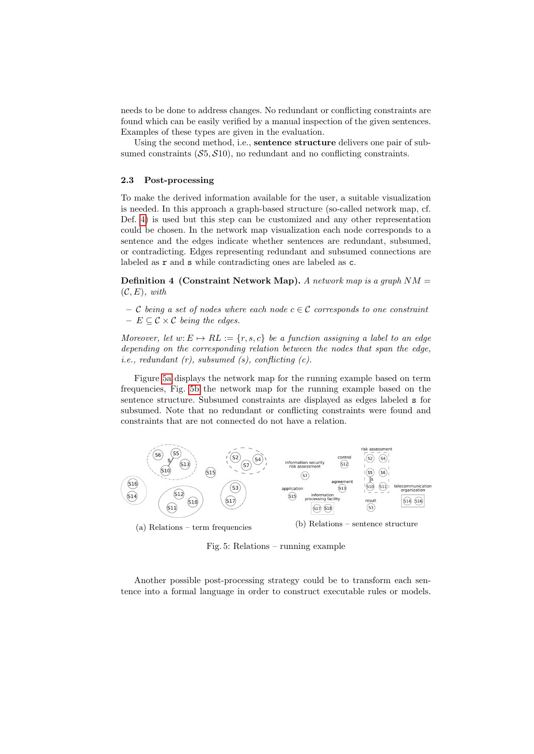needs to be done to address changes. No redundant or conflicting constraints are found which can be easily verified by a manual inspection of the given sentences. Examples of these types are given in the evaluation.

Using the second method, i.e., **sentence structure** delivers one pair of subsumed constraints ($\mathcal{S}5, \mathcal{S}10$), no redundant and no conflicting constraints.

### 2.3 Post-processing

To make the derived information available for the user, a suitable visualization is needed. In this approach a graph-based structure (so-called network map, cf. Def. 4) is used but this step can be customized and any other representation could be chosen. In the network map visualization each node corresponds to a sentence and the edges indicate whether sentences are redundant, subsumed, or contradicting. Edges representing redundant and subsumed connections are labeled as `r` and `s` while contradicting ones are labeled as `c`.

**Definition 4 (Constraint Network Map).** *A network map is a graph $NM = (\mathcal{C}, E)$, with*

- *$\mathcal{C}$ being a set of nodes where each node $c \in \mathcal{C}$ corresponds to one constraint*
- *$E \subseteq \mathcal{C} \times \mathcal{C}$ being the edges.*

*Moreover, let $w: E \mapsto RL := \{r, s, c\}$ be a function assigning a label to an edge depending on the corresponding relation between the nodes that span the edge, i.e., redundant (r), subsumed (s), conflicting (c).*

Figure 5a displays the network map for the running example based on term frequencies, Fig. 5b the network map for the running example based on the sentence structure. Subsumed constraints are displayed as edges labeled `s` for subsumed. Note that no redundant or conflicting constraints were found and constraints that are not connected do not have a relation.

(a) Relations – term frequencies

(b) Relations – sentence structure

Fig. 5: Relations – running example

Another possible post-processing strategy could be to transform each sentence into a formal language in order to construct executable rules or models.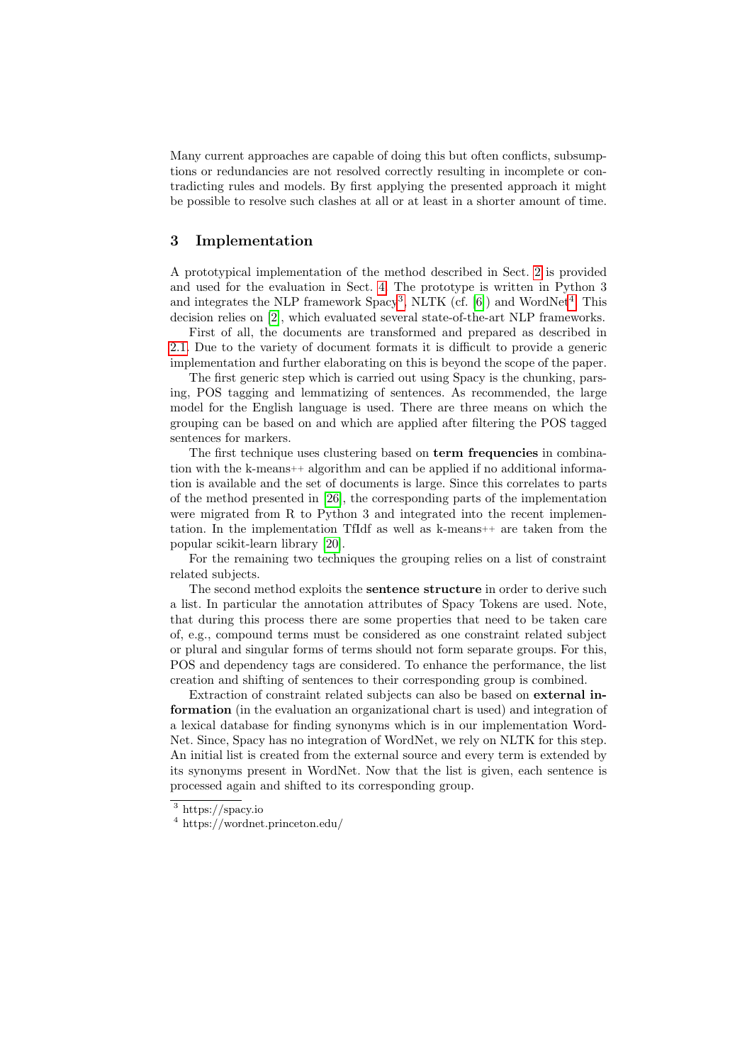Many current approaches are capable of doing this but often conflicts, subsumptions or redundancies are not resolved correctly resulting in incomplete or contradicting rules and models. By first applying the presented approach it might be possible to resolve such clashes at all or at least in a shorter amount of time.

## 3 Implementation

A prototypical implementation of the method described in Sect. 2 is provided and used for the evaluation in Sect. 4. The prototype is written in Python 3 and integrates the NLP framework Spacy[3], NLTK (cf. [6]) and WordNet[4]. This decision relies on [2], which evaluated several state-of-the-art NLP frameworks.

First of all, the documents are transformed and prepared as described in 2.1. Due to the variety of document formats it is difficult to provide a generic implementation and further elaborating on this is beyond the scope of the paper.

The first generic step which is carried out using Spacy is the chunking, parsing, POS tagging and lemmatizing of sentences. As recommended, the large model for the English language is used. There are three means on which the grouping can be based on and which are applied after filtering the POS tagged sentences for markers.

The first technique uses clustering based on **term frequencies** in combination with the k-means++ algorithm and can be applied if no additional information is available and the set of documents is large. Since this correlates to parts of the method presented in [26], the corresponding parts of the implementation were migrated from R to Python 3 and integrated into the recent implementation. In the implementation TfIdf as well as k-means++ are taken from the popular scikit-learn library [20].

For the remaining two techniques the grouping relies on a list of constraint related subjects.

The second method exploits the **sentence structure** in order to derive such a list. In particular the annotation attributes of Spacy Tokens are used. Note, that during this process there are some properties that need to be taken care of, e.g., compound terms must be considered as one constraint related subject or plural and singular forms of terms should not form separate groups. For this, POS and dependency tags are considered. To enhance the performance, the list creation and shifting of sentences to their corresponding group is combined.

Extraction of constraint related subjects can also be based on **external information** (in the evaluation an organizational chart is used) and integration of a lexical database for finding synonyms which is in our implementation WordNet. Since, Spacy has no integration of WordNet, we rely on NLTK for this step. An initial list is created from the external source and every term is extended by its synonyms present in WordNet. Now that the list is given, each sentence is processed again and shifted to its corresponding group.

---

[3] https://spacy.io

[4] https://wordnet.princeton.edu/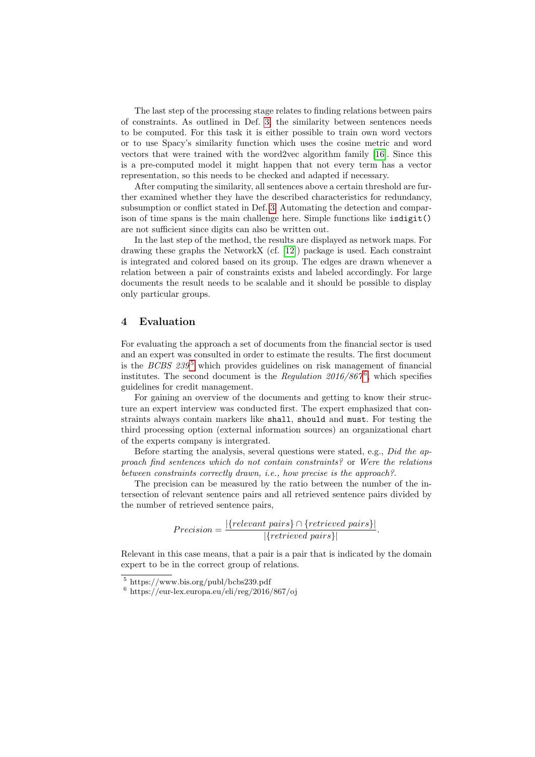The last step of the processing stage relates to finding relations between pairs of constraints. As outlined in Def. 3, the similarity between sentences needs to be computed. For this task it is either possible to train own word vectors or to use Spacy's similarity function which uses the cosine metric and word vectors that were trained with the word2vec algorithm family [16]. Since this is a pre-computed model it might happen that not every term has a vector representation, so this needs to be checked and adapted if necessary.

After computing the similarity, all sentences above a certain threshold are further examined whether they have the described characteristics for redundancy, subsumption or conflict stated in Def. 3. Automating the detection and comparison of time spans is the main challenge here. Simple functions like `isdigit()` are not sufficient since digits can also be written out.

In the last step of the method, the results are displayed as network maps. For drawing these graphs the NetworkX (cf. [12]) package is used. Each constraint is integrated and colored based on its group. The edges are drawn whenever a relation between a pair of constraints exists and labeled accordingly. For large documents the result needs to be scalable and it should be possible to display only particular groups.

## 4 Evaluation

For evaluating the approach a set of documents from the financial sector is used and an expert was consulted in order to estimate the results. The first document is the *BCBS 239*[5] which provides guidelines on risk management of financial institutes. The second document is the *Regulation 2016/867*[6], which specifies guidelines for credit management.

For gaining an overview of the documents and getting to know their structure an expert interview was conducted first. The expert emphasized that constraints always contain markers like `shall`, `should` and `must`. For testing the third processing option (external information sources) an organizational chart of the experts company is intergrated.

Before starting the analysis, several questions were stated, e.g., *Did the approach find sentences which do not contain constraints?* or *Were the relations between constraints correctly drawn, i.e., how precise is the approach?*.

The precision can be measured by the ratio between the number of the intersection of relevant sentence pairs and all retrieved sentence pairs divided by the number of retrieved sentence pairs,

$$Precision = \frac{|\{relevant\ pairs\} \cap \{retrieved\ pairs\}|}{|\{retrieved\ pairs\}|}.$$

Relevant in this case means, that a pair is a pair that is indicated by the domain expert to be in the correct group of relations.

[5] https://www.bis.org/publ/bcbs239.pdf

[6] https://eur-lex.europa.eu/eli/reg/2016/867/oj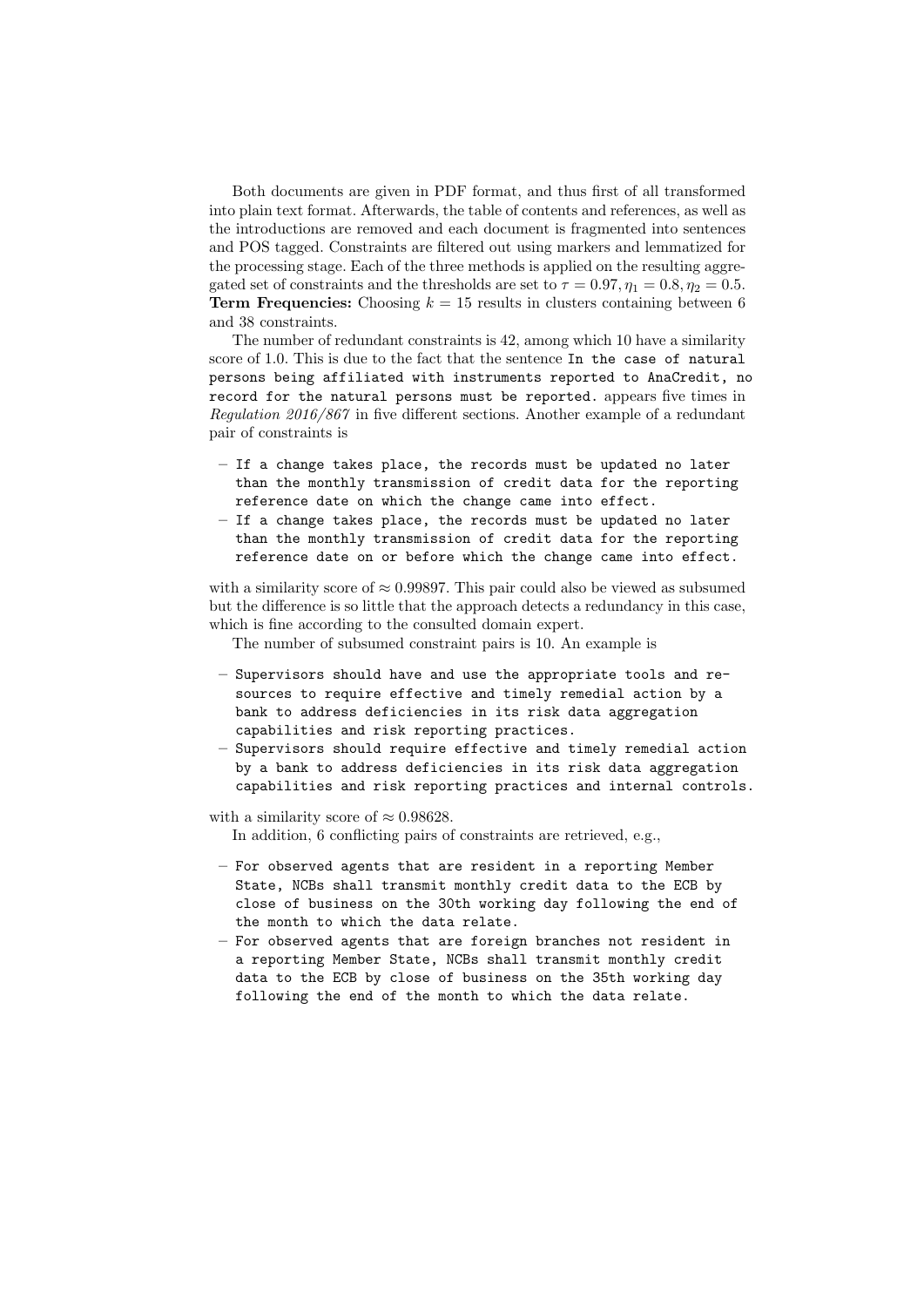Both documents are given in PDF format, and thus first of all transformed into plain text format. Afterwards, the table of contents and references, as well as the introductions are removed and each document is fragmented into sentences and POS tagged. Constraints are filtered out using markers and lemmatized for the processing stage. Each of the three methods is applied on the resulting aggregated set of constraints and the thresholds are set to $\tau = 0.97, \eta_1 = 0.8, \eta_2 = 0.5$.
**Term Frequencies:** Choosing $k = 15$ results in clusters containing between 6 and 38 constraints.

The number of redundant constraints is 42, among which 10 have a similarity score of 1.0. This is due to the fact that the sentence `In the case of natural persons being affiliated with instruments reported to AnaCredit, no record for the natural persons must be reported.` appears five times in *Regulation 2016/867* in five different sections. Another example of a redundant pair of constraints is

- `If a change takes place, the records must be updated no later than the monthly transmission of credit data for the reporting reference date on which the change came into effect.`
- `If a change takes place, the records must be updated no later than the monthly transmission of credit data for the reporting reference date on or before which the change came into effect.`

with a similarity score of $\approx 0.99897$. This pair could also be viewed as subsumed but the difference is so little that the approach detects a redundancy in this case, which is fine according to the consulted domain expert.

The number of subsumed constraint pairs is 10. An example is

- `Supervisors should have and use the appropriate tools and resources to require effective and timely remedial action by a bank to address deficiencies in its risk data aggregation capabilities and risk reporting practices.`
- `Supervisors should require effective and timely remedial action by a bank to address deficiencies in its risk data aggregation capabilities and risk reporting practices and internal controls.`

with a similarity score of $\approx 0.98628$.

In addition, 6 conflicting pairs of constraints are retrieved, e.g.,

- `For observed agents that are resident in a reporting Member State, NCBs shall transmit monthly credit data to the ECB by close of business on the 30th working day following the end of the month to which the data relate.`
- `For observed agents that are foreign branches not resident in a reporting Member State, NCBs shall transmit monthly credit data to the ECB by close of business on the 35th working day following the end of the month to which the data relate.`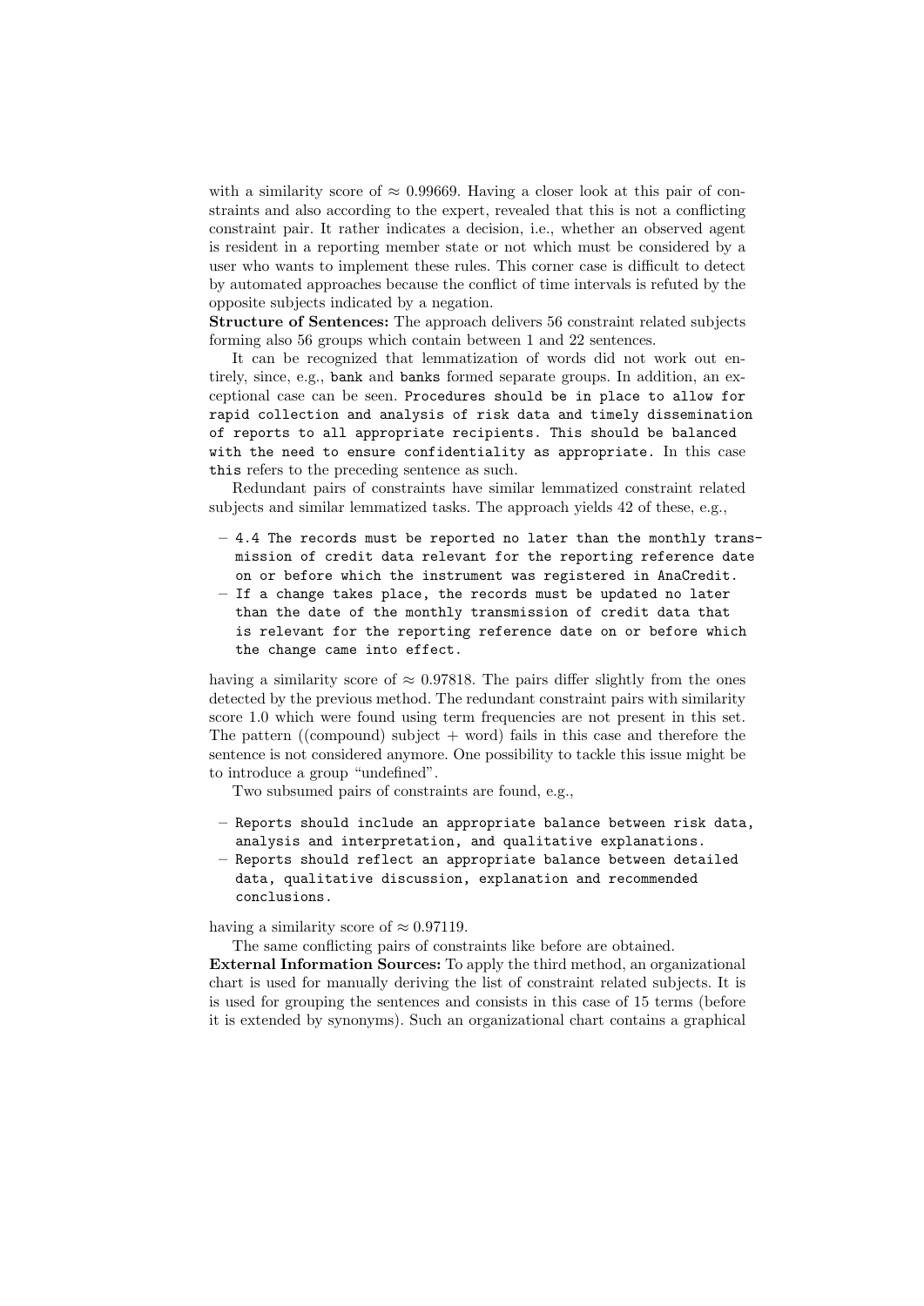with a similarity score of $\approx 0.99669$. Having a closer look at this pair of constraints and also according to the expert, revealed that this is not a conflicting constraint pair. It rather indicates a decision, i.e., whether an observed agent is resident in a reporting member state or not which must be considered by a user who wants to implement these rules. This corner case is difficult to detect by automated approaches because the conflict of time intervals is refuted by the opposite subjects indicated by a negation.

**Structure of Sentences:** The approach delivers 56 constraint related subjects forming also 56 groups which contain between 1 and 22 sentences.

It can be recognized that lemmatization of words did not work out entirely, since, e.g., `bank` and `banks` formed separate groups. In addition, an exceptional case can be seen. `Procedures should be in place to allow for rapid collection and analysis of risk data and timely dissemination of reports to all appropriate recipients. This should be balanced with the need to ensure confidentiality as appropriate.` In this case `this` refers to the preceding sentence as such.

Redundant pairs of constraints have similar lemmatized constraint related subjects and similar lemmatized tasks. The approach yields 42 of these, e.g.,

- `4.4 The records must be reported no later than the monthly transmission of credit data relevant for the reporting reference date on or before which the instrument was registered in AnaCredit.`
- `If a change takes place, the records must be updated no later than the date of the monthly transmission of credit data that is relevant for the reporting reference date on or before which the change came into effect.`

having a similarity score of $\approx 0.97818$. The pairs differ slightly from the ones detected by the previous method. The redundant constraint pairs with similarity score 1.0 which were found using term frequencies are not present in this set. The pattern ((compound) subject + word) fails in this case and therefore the sentence is not considered anymore. One possibility to tackle this issue might be to introduce a group "undefined".

Two subsumed pairs of constraints are found, e.g.,

- `Reports should include an appropriate balance between risk data, analysis and interpretation, and qualitative explanations.`
- `Reports should reflect an appropriate balance between detailed data, qualitative discussion, explanation and recommended conclusions.`

having a similarity score of $\approx 0.97119$.

The same conflicting pairs of constraints like before are obtained.

**External Information Sources:** To apply the third method, an organizational chart is used for manually deriving the list of constraint related subjects. It is is used for grouping the sentences and consists in this case of 15 terms (before it is extended by synonyms). Such an organizational chart contains a graphical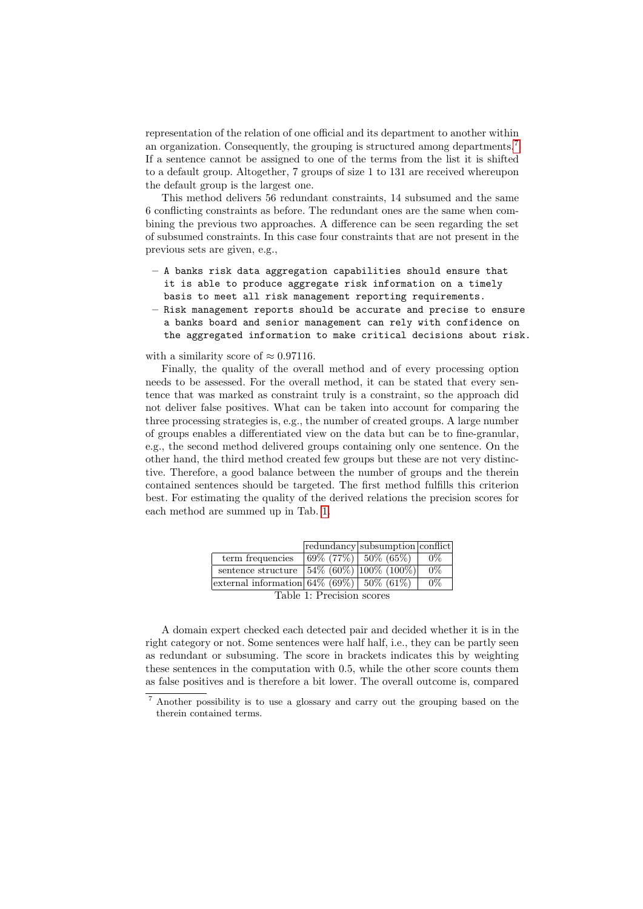representation of the relation of one official and its department to another within an organization. Consequently, the grouping is structured among departments.[7] If a sentence cannot be assigned to one of the terms from the list it is shifted to a default group. Altogether, 7 groups of size 1 to 131 are received whereupon the default group is the largest one.

This method delivers 56 redundant constraints, 14 subsumed and the same 6 conflicting constraints as before. The redundant ones are the same when combining the previous two approaches. A difference can be seen regarding the set of subsumed constraints. In this case four constraints that are not present in the previous sets are given, e.g.,

- `A banks risk data aggregation capabilities should ensure that it is able to produce aggregate risk information on a timely basis to meet all risk management reporting requirements.`
- `Risk management reports should be accurate and precise to ensure a banks board and senior management can rely with confidence on the aggregated information to make critical decisions about risk.`

with a similarity score of $\approx 0.97116$.

Finally, the quality of the overall method and of every processing option needs to be assessed. For the overall method, it can be stated that every sentence that was marked as constraint truly is a constraint, so the approach did not deliver false positives. What can be taken into account for comparing the three processing strategies is, e.g., the number of created groups. A large number of groups enables a differentiated view on the data but can be to fine-granular, e.g., the second method delivered groups containing only one sentence. On the other hand, the third method created few groups but these are not very distinctive. Therefore, a good balance between the number of groups and the therein contained sentences should be targeted. The first method fulfills this criterion best. For estimating the quality of the derived relations the precision scores for each method are summed up in Tab. 1.

| | redundancy | subsumption | conflict |
|---|---|---|---|
| term frequencies | 69% (77%) | 50% (65%) | 0% |
| sentence structure | 54% (60%) | 100% (100%) | 0% |
| external information | 64% (69%) | 50% (61%) | 0% |

Table 1: Precision scores

A domain expert checked each detected pair and decided whether it is in the right category or not. Some sentences were half half, i.e., they can be partly seen as redundant or subsuming. The score in brackets indicates this by weighting these sentences in the computation with 0.5, while the other score counts them as false positives and is therefore a bit lower. The overall outcome is, compared

[7] Another possibility is to use a glossary and carry out the grouping based on the therein contained terms.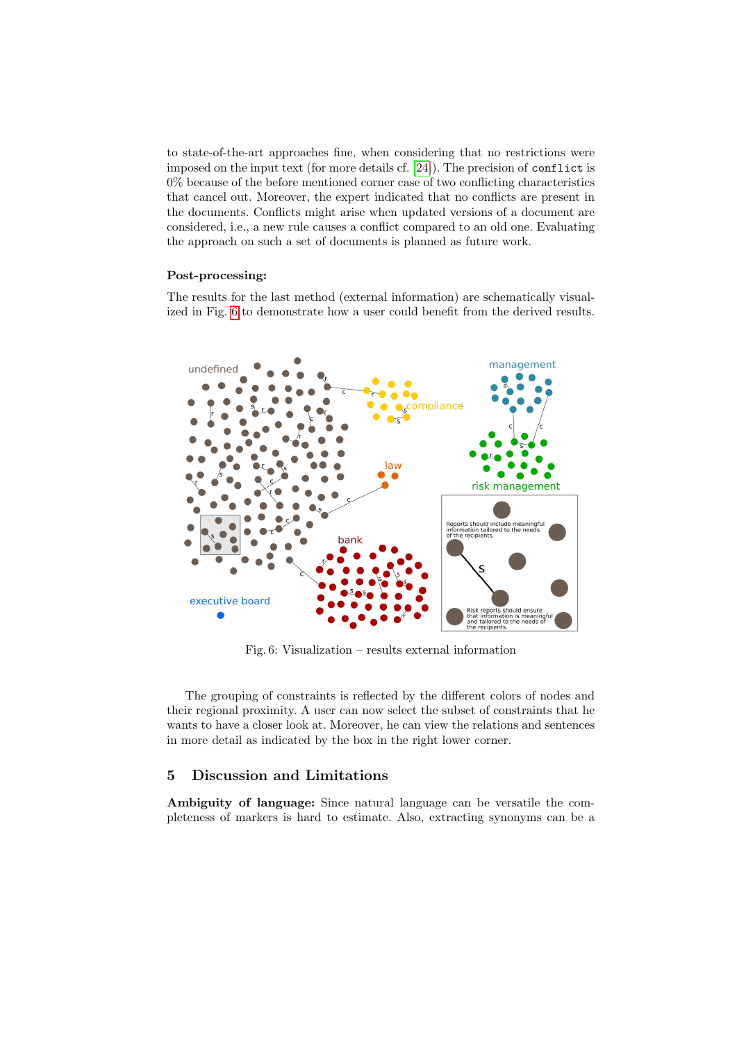to state-of-the-art approaches fine, when considering that no restrictions were imposed on the input text (for more details cf. [24]). The precision of `conflict` is 0% because of the before mentioned corner case of two conflicting characteristics that cancel out. Moreover, the expert indicated that no conflicts are present in the documents. Conflicts might arise when updated versions of a document are considered, i.e., a new rule causes a conflict compared to an old one. Evaluating the approach on such a set of documents is planned as future work.

**Post-processing:**

The results for the last method (external information) are schematically visualized in Fig. 6 to demonstrate how a user could benefit from the derived results.

Fig. 6: Visualization – results external information

The grouping of constraints is reflected by the different colors of nodes and their regional proximity. A user can now select the subset of constraints that he wants to have a closer look at. Moreover, he can view the relations and sentences in more detail as indicated by the box in the right lower corner.

## 5 Discussion and Limitations

**Ambiguity of language:** Since natural language can be versatile the completeness of markers is hard to estimate. Also, extracting synonyms can be a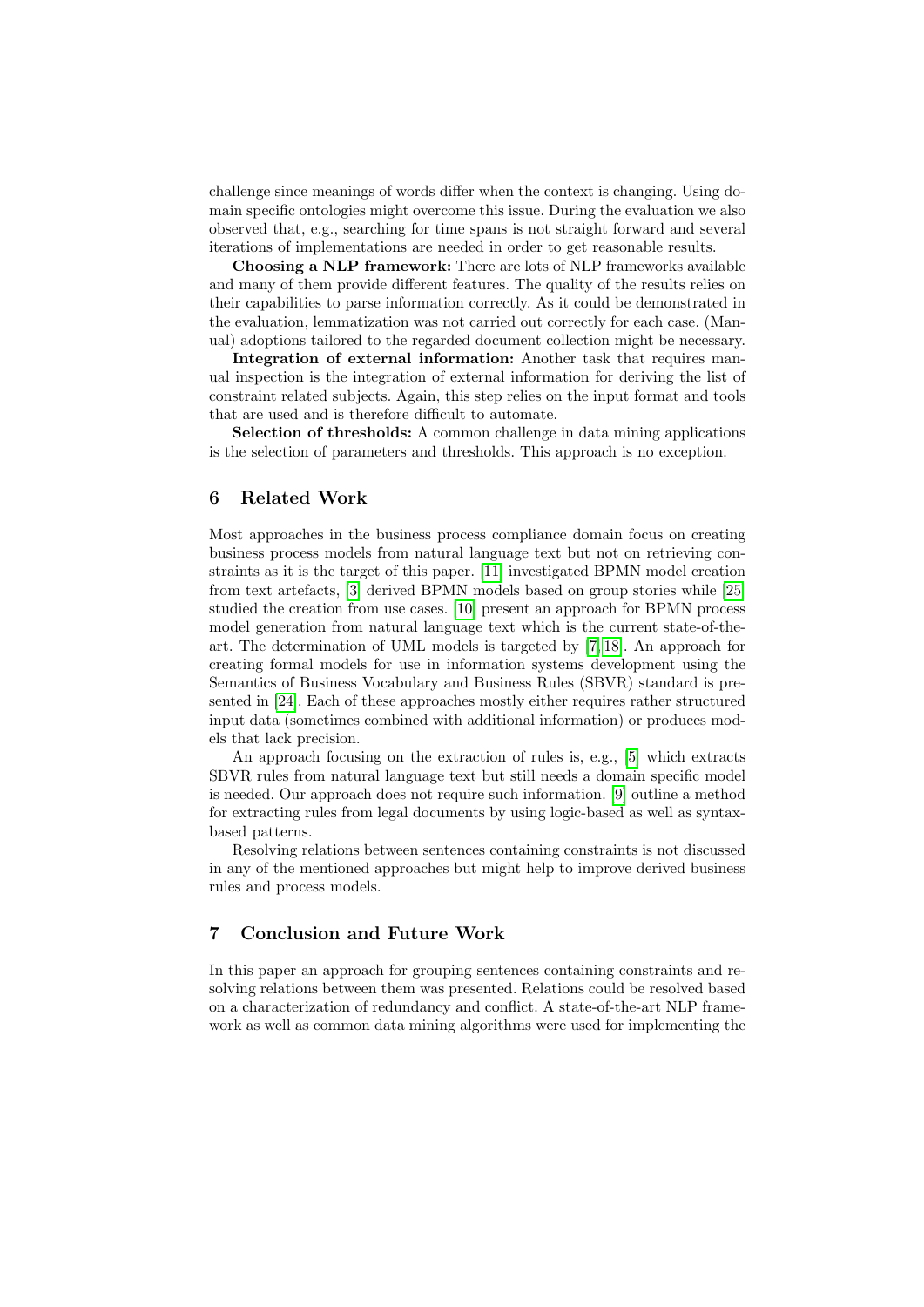challenge since meanings of words differ when the context is changing. Using domain specific ontologies might overcome this issue. During the evaluation we also observed that, e.g., searching for time spans is not straight forward and several iterations of implementations are needed in order to get reasonable results.

**Choosing a NLP framework:** There are lots of NLP frameworks available and many of them provide different features. The quality of the results relies on their capabilities to parse information correctly. As it could be demonstrated in the evaluation, lemmatization was not carried out correctly for each case. (Manual) adoptions tailored to the regarded document collection might be necessary.

**Integration of external information:** Another task that requires manual inspection is the integration of external information for deriving the list of constraint related subjects. Again, this step relies on the input format and tools that are used and is therefore difficult to automate.

**Selection of thresholds:** A common challenge in data mining applications is the selection of parameters and thresholds. This approach is no exception.

## 6 Related Work

Most approaches in the business process compliance domain focus on creating business process models from natural language text but not on retrieving constraints as it is the target of this paper. [11] investigated BPMN model creation from text artefacts, [3] derived BPMN models based on group stories while [25] studied the creation from use cases. [10] present an approach for BPMN process model generation from natural language text which is the current state-of-the-art. The determination of UML models is targeted by [7,18]. An approach for creating formal models for use in information systems development using the Semantics of Business Vocabulary and Business Rules (SBVR) standard is presented in [24]. Each of these approaches mostly either requires rather structured input data (sometimes combined with additional information) or produces models that lack precision.

An approach focusing on the extraction of rules is, e.g., [5] which extracts SBVR rules from natural language text but still needs a domain specific model is needed. Our approach does not require such information. [9] outline a method for extracting rules from legal documents by using logic-based as well as syntax-based patterns.

Resolving relations between sentences containing constraints is not discussed in any of the mentioned approaches but might help to improve derived business rules and process models.

## 7 Conclusion and Future Work

In this paper an approach for grouping sentences containing constraints and resolving relations between them was presented. Relations could be resolved based on a characterization of redundancy and conflict. A state-of-the-art NLP framework as well as common data mining algorithms were used for implementing the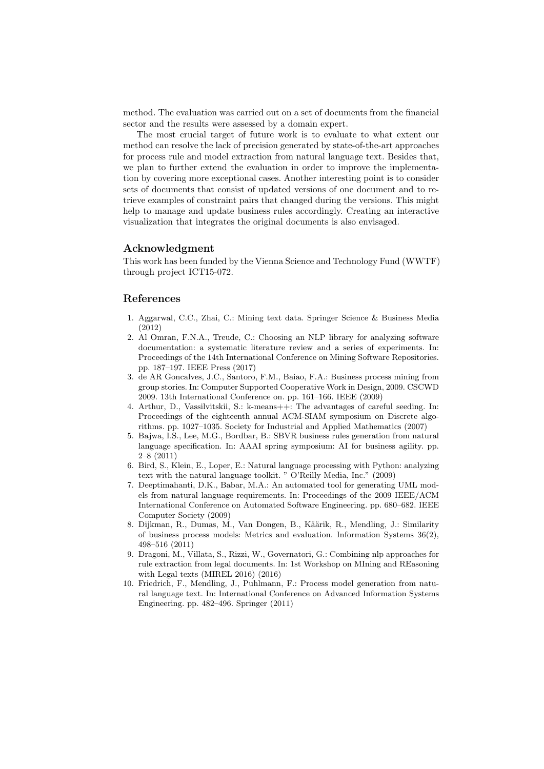method. The evaluation was carried out on a set of documents from the financial sector and the results were assessed by a domain expert.

The most crucial target of future work is to evaluate to what extent our method can resolve the lack of precision generated by state-of-the-art approaches for process rule and model extraction from natural language text. Besides that, we plan to further extend the evaluation in order to improve the implementation by covering more exceptional cases. Another interesting point is to consider sets of documents that consist of updated versions of one document and to retrieve examples of constraint pairs that changed during the versions. This might help to manage and update business rules accordingly. Creating an interactive visualization that integrates the original documents is also envisaged.

## Acknowledgment

This work has been funded by the Vienna Science and Technology Fund (WWTF) through project ICT15-072.

## References

1. Aggarwal, C.C., Zhai, C.: Mining text data. Springer Science & Business Media (2012)
2. Al Omran, F.N.A., Treude, C.: Choosing an NLP library for analyzing software documentation: a systematic literature review and a series of experiments. In: Proceedings of the 14th International Conference on Mining Software Repositories. pp. 187–197. IEEE Press (2017)
3. de AR Goncalves, J.C., Santoro, F.M., Baiao, F.A.: Business process mining from group stories. In: Computer Supported Cooperative Work in Design, 2009. CSCWD 2009. 13th International Conference on. pp. 161–166. IEEE (2009)
4. Arthur, D., Vassilvitskii, S.: k-means++: The advantages of careful seeding. In: Proceedings of the eighteenth annual ACM-SIAM symposium on Discrete algorithms. pp. 1027–1035. Society for Industrial and Applied Mathematics (2007)
5. Bajwa, I.S., Lee, M.G., Bordbar, B.: SBVR business rules generation from natural language specification. In: AAAI spring symposium: AI for business agility. pp. 2–8 (2011)
6. Bird, S., Klein, E., Loper, E.: Natural language processing with Python: analyzing text with the natural language toolkit. " O'Reilly Media, Inc." (2009)
7. Deeptimahanti, D.K., Babar, M.A.: An automated tool for generating UML models from natural language requirements. In: Proceedings of the 2009 IEEE/ACM International Conference on Automated Software Engineering. pp. 680–682. IEEE Computer Society (2009)
8. Dijkman, R., Dumas, M., Van Dongen, B., Käärik, R., Mendling, J.: Similarity of business process models: Metrics and evaluation. Information Systems 36(2), 498–516 (2011)
9. Dragoni, M., Villata, S., Rizzi, W., Governatori, G.: Combining nlp approaches for rule extraction from legal documents. In: 1st Workshop on MIning and REasoning with Legal texts (MIREL 2016) (2016)
10. Friedrich, F., Mendling, J., Puhlmann, F.: Process model generation from natural language text. In: International Conference on Advanced Information Systems Engineering. pp. 482–496. Springer (2011)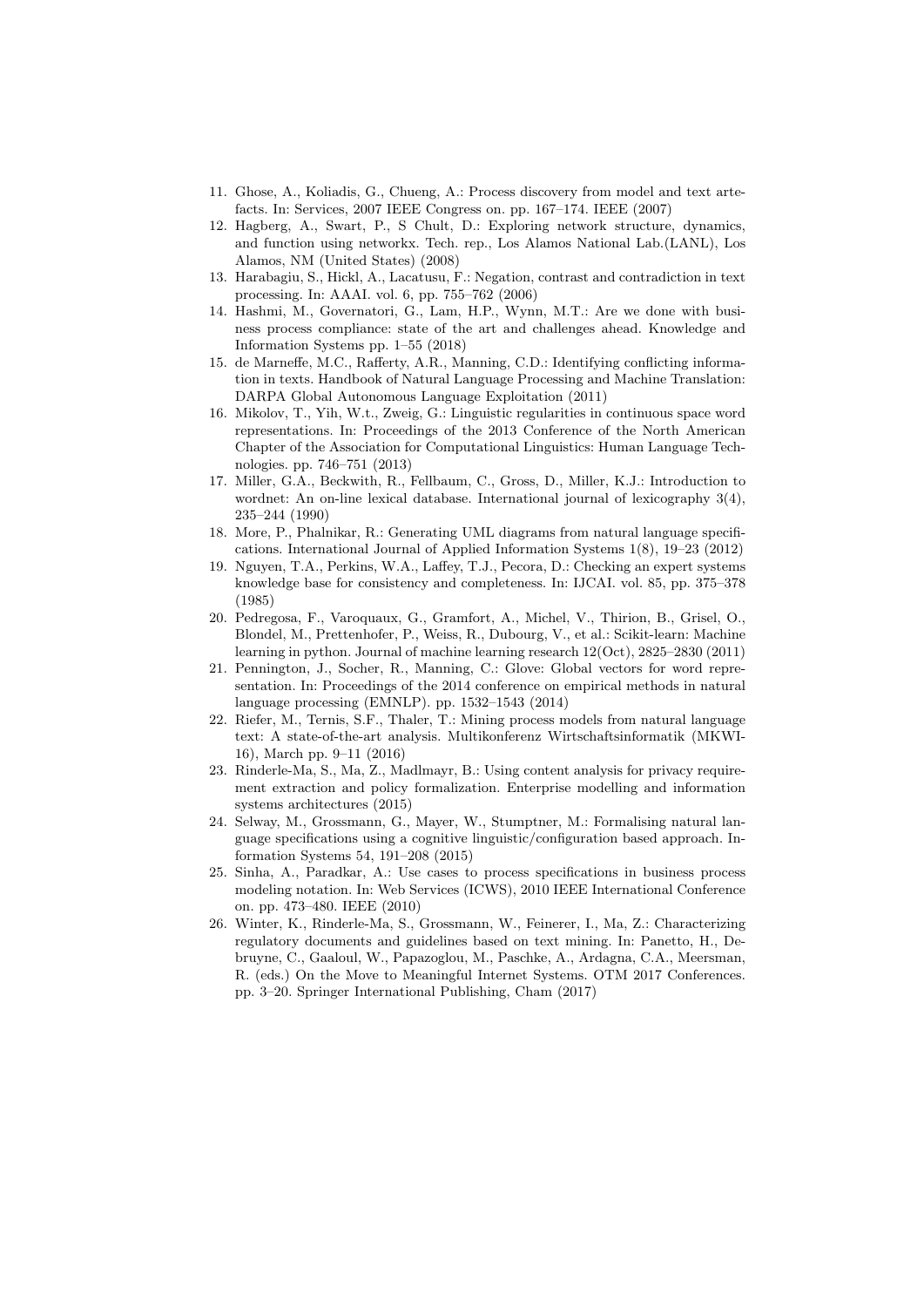11. Ghose, A., Koliadis, G., Chueng, A.: Process discovery from model and text artefacts. In: Services, 2007 IEEE Congress on. pp. 167–174. IEEE (2007)
12. Hagberg, A., Swart, P., S Chult, D.: Exploring network structure, dynamics, and function using networkx. Tech. rep., Los Alamos National Lab.(LANL), Los Alamos, NM (United States) (2008)
13. Harabagiu, S., Hickl, A., Lacatusu, F.: Negation, contrast and contradiction in text processing. In: AAAI. vol. 6, pp. 755–762 (2006)
14. Hashmi, M., Governatori, G., Lam, H.P., Wynn, M.T.: Are we done with business process compliance: state of the art and challenges ahead. Knowledge and Information Systems pp. 1–55 (2018)
15. de Marneffe, M.C., Rafferty, A.R., Manning, C.D.: Identifying conflicting information in texts. Handbook of Natural Language Processing and Machine Translation: DARPA Global Autonomous Language Exploitation (2011)
16. Mikolov, T., Yih, W.t., Zweig, G.: Linguistic regularities in continuous space word representations. In: Proceedings of the 2013 Conference of the North American Chapter of the Association for Computational Linguistics: Human Language Technologies. pp. 746–751 (2013)
17. Miller, G.A., Beckwith, R., Fellbaum, C., Gross, D., Miller, K.J.: Introduction to wordnet: An on-line lexical database. International journal of lexicography 3(4), 235–244 (1990)
18. More, P., Phalnikar, R.: Generating UML diagrams from natural language specifications. International Journal of Applied Information Systems 1(8), 19–23 (2012)
19. Nguyen, T.A., Perkins, W.A., Laffey, T.J., Pecora, D.: Checking an expert systems knowledge base for consistency and completeness. In: IJCAI. vol. 85, pp. 375–378 (1985)
20. Pedregosa, F., Varoquaux, G., Gramfort, A., Michel, V., Thirion, B., Grisel, O., Blondel, M., Prettenhofer, P., Weiss, R., Dubourg, V., et al.: Scikit-learn: Machine learning in python. Journal of machine learning research 12(Oct), 2825–2830 (2011)
21. Pennington, J., Socher, R., Manning, C.: Glove: Global vectors for word representation. In: Proceedings of the 2014 conference on empirical methods in natural language processing (EMNLP). pp. 1532–1543 (2014)
22. Riefer, M., Ternis, S.F., Thaler, T.: Mining process models from natural language text: A state-of-the-art analysis. Multikonferenz Wirtschaftsinformatik (MKWI-16), March pp. 9–11 (2016)
23. Rinderle-Ma, S., Ma, Z., Madlmayr, B.: Using content analysis for privacy requirement extraction and policy formalization. Enterprise modelling and information systems architectures (2015)
24. Selway, M., Grossmann, G., Mayer, W., Stumptner, M.: Formalising natural language specifications using a cognitive linguistic/configuration based approach. Information Systems 54, 191–208 (2015)
25. Sinha, A., Paradkar, A.: Use cases to process specifications in business process modeling notation. In: Web Services (ICWS), 2010 IEEE International Conference on. pp. 473–480. IEEE (2010)
26. Winter, K., Rinderle-Ma, S., Grossmann, W., Feinerer, I., Ma, Z.: Characterizing regulatory documents and guidelines based on text mining. In: Panetto, H., Debruyne, C., Gaaloul, W., Papazoglou, M., Paschke, A., Ardagna, C.A., Meersman, R. (eds.) On the Move to Meaningful Internet Systems. OTM 2017 Conferences. pp. 3–20. Springer International Publishing, Cham (2017)